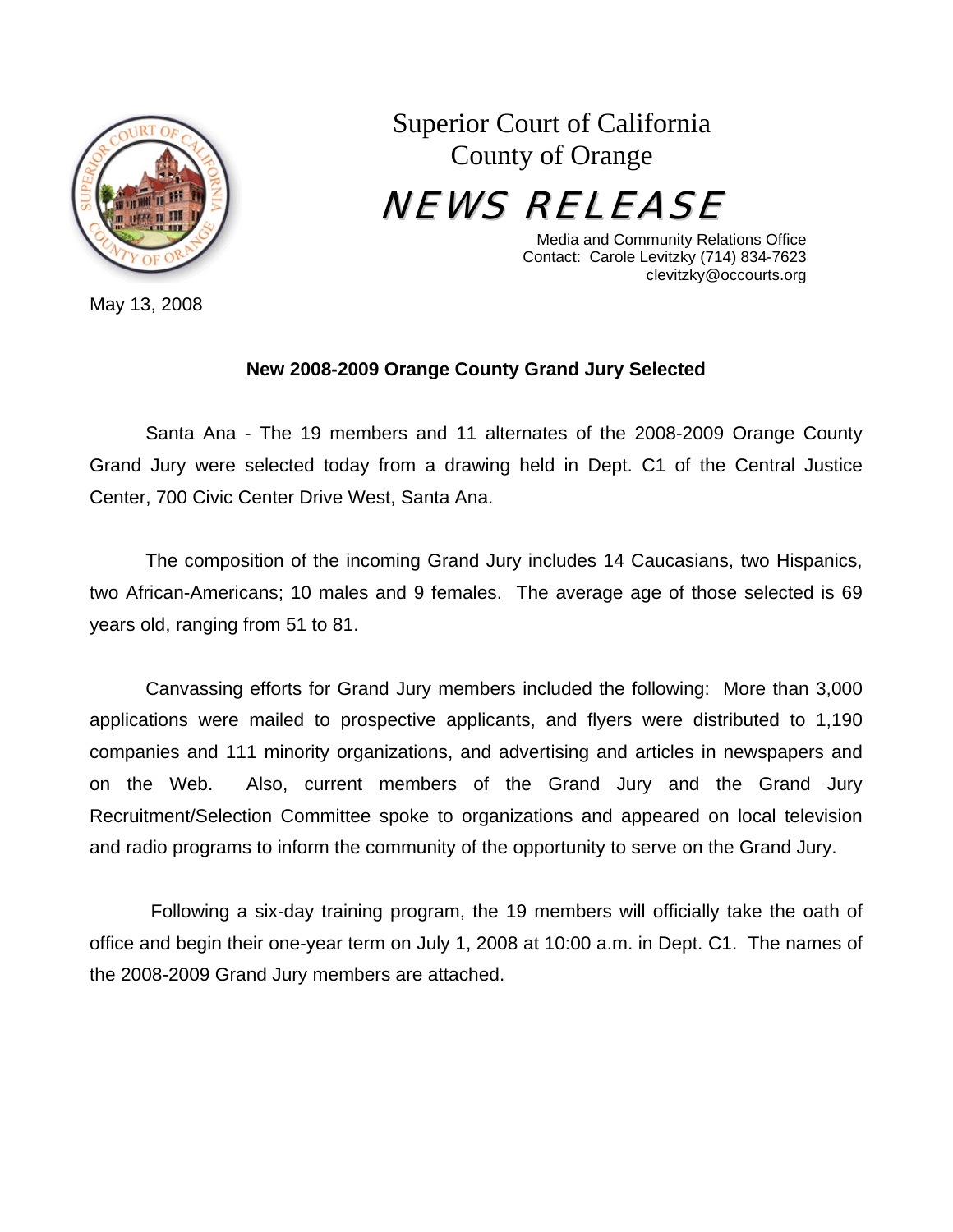Superior Court of California
County of Orange

# NEWS RELEASE

Media and Community Relations Office
Contact: Carole Levitzky (714) 834-7623
clevitzky@occourts.org

May 13, 2008

**New 2008-2009 Orange County Grand Jury Selected**

Santa Ana - The 19 members and 11 alternates of the 2008-2009 Orange County Grand Jury were selected today from a drawing held in Dept. C1 of the Central Justice Center, 700 Civic Center Drive West, Santa Ana.

The composition of the incoming Grand Jury includes 14 Caucasians, two Hispanics, two African-Americans; 10 males and 9 females. The average age of those selected is 69 years old, ranging from 51 to 81.

Canvassing efforts for Grand Jury members included the following: More than 3,000 applications were mailed to prospective applicants, and flyers were distributed to 1,190 companies and 111 minority organizations, and advertising and articles in newspapers and on the Web. Also, current members of the Grand Jury and the Grand Jury Recruitment/Selection Committee spoke to organizations and appeared on local television and radio programs to inform the community of the opportunity to serve on the Grand Jury.

Following a six-day training program, the 19 members will officially take the oath of office and begin their one-year term on July 1, 2008 at 10:00 a.m. in Dept. C1. The names of the 2008-2009 Grand Jury members are attached.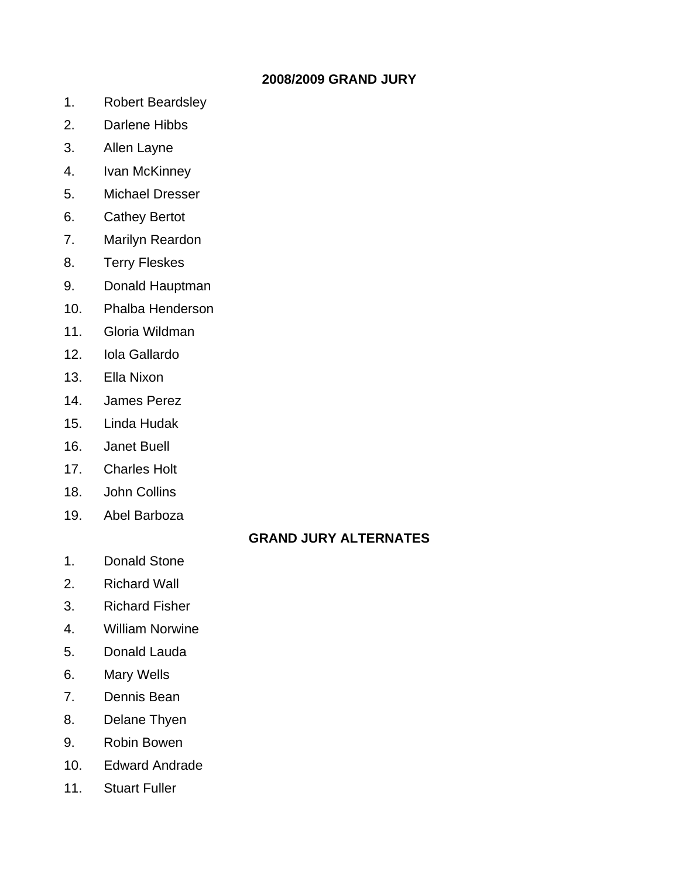## 2008/2009 GRAND JURY

1. Robert Beardsley
2. Darlene Hibbs
3. Allen Layne
4. Ivan McKinney
5. Michael Dresser
6. Cathey Bertot
7. Marilyn Reardon
8. Terry Fleskes
9. Donald Hauptman
10. Phalba Henderson
11. Gloria Wildman
12. Iola Gallardo
13. Ella Nixon
14. James Perez
15. Linda Hudak
16. Janet Buell
17. Charles Holt
18. John Collins
19. Abel Barboza

## GRAND JURY ALTERNATES

1. Donald Stone
2. Richard Wall
3. Richard Fisher
4. William Norwine
5. Donald Lauda
6. Mary Wells
7. Dennis Bean
8. Delane Thyen
9. Robin Bowen
10. Edward Andrade
11. Stuart Fuller